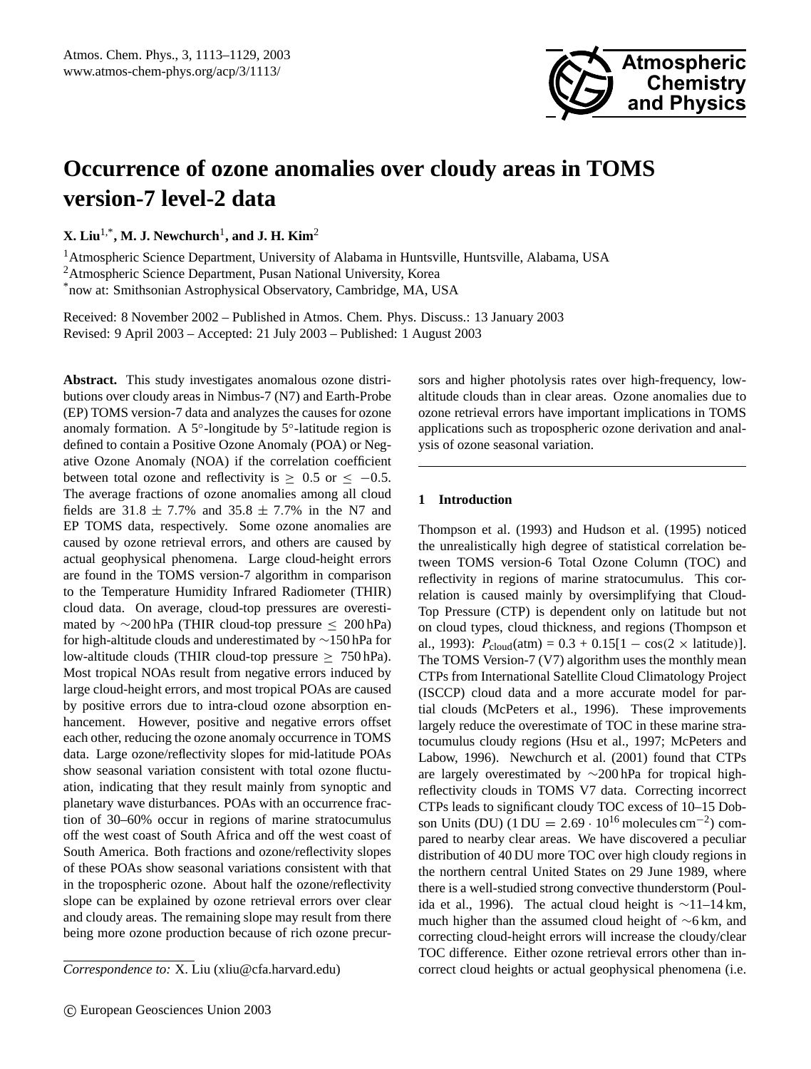# Occurrence of ozone anomalies over cloudy areas in TOMS version-7 level-2 data

**X. Liu**[1,*], **M. J. Newchurch**[1], **and J. H. Kim**[2]

[1]Atmospheric Science Department, University of Alabama in Huntsville, Huntsville, Alabama, USA

[2]Atmospheric Science Department, Pusan National University, Korea

[*]now at: Smithsonian Astrophysical Observatory, Cambridge, MA, USA

Received: 8 November 2002 – Published in Atmos. Chem. Phys. Discuss.: 13 January 2003
Revised: 9 April 2003 – Accepted: 21 July 2003 – Published: 1 August 2003

**Abstract.** This study investigates anomalous ozone distributions over cloudy areas in Nimbus-7 (N7) and Earth-Probe (EP) TOMS version-7 data and analyzes the causes for ozone anomaly formation. A 5°-longitude by 5°-latitude region is defined to contain a Positive Ozone Anomaly (POA) or Negative Ozone Anomaly (NOA) if the correlation coefficient between total ozone and reflectivity is $\geq 0.5$ or $\leq -0.5$. The average fractions of ozone anomalies among all cloud fields are $31.8 \pm 7.7\%$ and $35.8 \pm 7.7\%$ in the N7 and EP TOMS data, respectively. Some ozone anomalies are caused by ozone retrieval errors, and others are caused by actual geophysical phenomena. Large cloud-height errors are found in the TOMS version-7 algorithm in comparison to the Temperature Humidity Infrared Radiometer (THIR) cloud data. On average, cloud-top pressures are overestimated by ~200 hPa (THIR cloud-top pressure $\leq$ 200 hPa) for high-altitude clouds and underestimated by ~150 hPa for low-altitude clouds (THIR cloud-top pressure $\geq$ 750 hPa). Most tropical NOAs result from negative errors induced by large cloud-height errors, and most tropical POAs are caused by positive errors due to intra-cloud ozone absorption enhancement. However, positive and negative errors offset each other, reducing the ozone anomaly occurrence in TOMS data. Large ozone/reflectivity slopes for mid-latitude POAs show seasonal variation consistent with total ozone fluctuation, indicating that they result mainly from synoptic and planetary wave disturbances. POAs with an occurrence fraction of 30–60% occur in regions of marine stratocumulus off the west coast of South Africa and off the west coast of South America. Both fractions and ozone/reflectivity slopes of these POAs show seasonal variations consistent with that in the tropospheric ozone. About half the ozone/reflectivity slope can be explained by ozone retrieval errors over clear and cloudy areas. The remaining slope may result from there being more ozone production because of rich ozone precursors and higher photolysis rates over high-frequency, low-altitude clouds than in clear areas. Ozone anomalies due to ozone retrieval errors have important implications in TOMS applications such as tropospheric ozone derivation and analysis of ozone seasonal variation.

## 1 Introduction

Thompson et al. (1993) and Hudson et al. (1995) noticed the unrealistically high degree of statistical correlation between TOMS version-6 Total Ozone Column (TOC) and reflectivity in regions of marine stratocumulus. This correlation is caused mainly by oversimplifying that Cloud-Top Pressure (CTP) is dependent only on latitude but not on cloud types, cloud thickness, and regions (Thompson et al., 1993): $P_{\text{cloud}}(\text{atm}) = 0.3 + 0.15[1 - \cos(2 \times \text{latitude})]$. The TOMS Version-7 (V7) algorithm uses the monthly mean CTPs from International Satellite Cloud Climatology Project (ISCCP) cloud data and a more accurate model for partial clouds (McPeters et al., 1996). These improvements largely reduce the overestimate of TOC in these marine stratocumulus cloudy regions (Hsu et al., 1997; McPeters and Labow, 1996). Newchurch et al. (2001) found that CTPs are largely overestimated by ~200 hPa for tropical high-reflectivity clouds in TOMS V7 data. Correcting incorrect CTPs leads to significant cloudy TOC excess of 10–15 Dobson Units (DU) ($1\,\text{DU} = 2.69 \cdot 10^{16}$ molecules cm$^{-2}$) compared to nearby clear areas. We have discovered a peculiar distribution of 40 DU more TOC over high cloudy regions in the northern central United States on 29 June 1989, where there is a well-studied strong convective thunderstorm (Poulida et al., 1996). The actual cloud height is ~11–14 km, much higher than the assumed cloud height of ~6 km, and correcting cloud-height errors will increase the cloudy/clear TOC difference. Either ozone retrieval errors other than incorrect cloud heights or actual geophysical phenomena (i.e.

*Correspondence to:* X. Liu (xliu@cfa.harvard.edu)

© European Geosciences Union 2003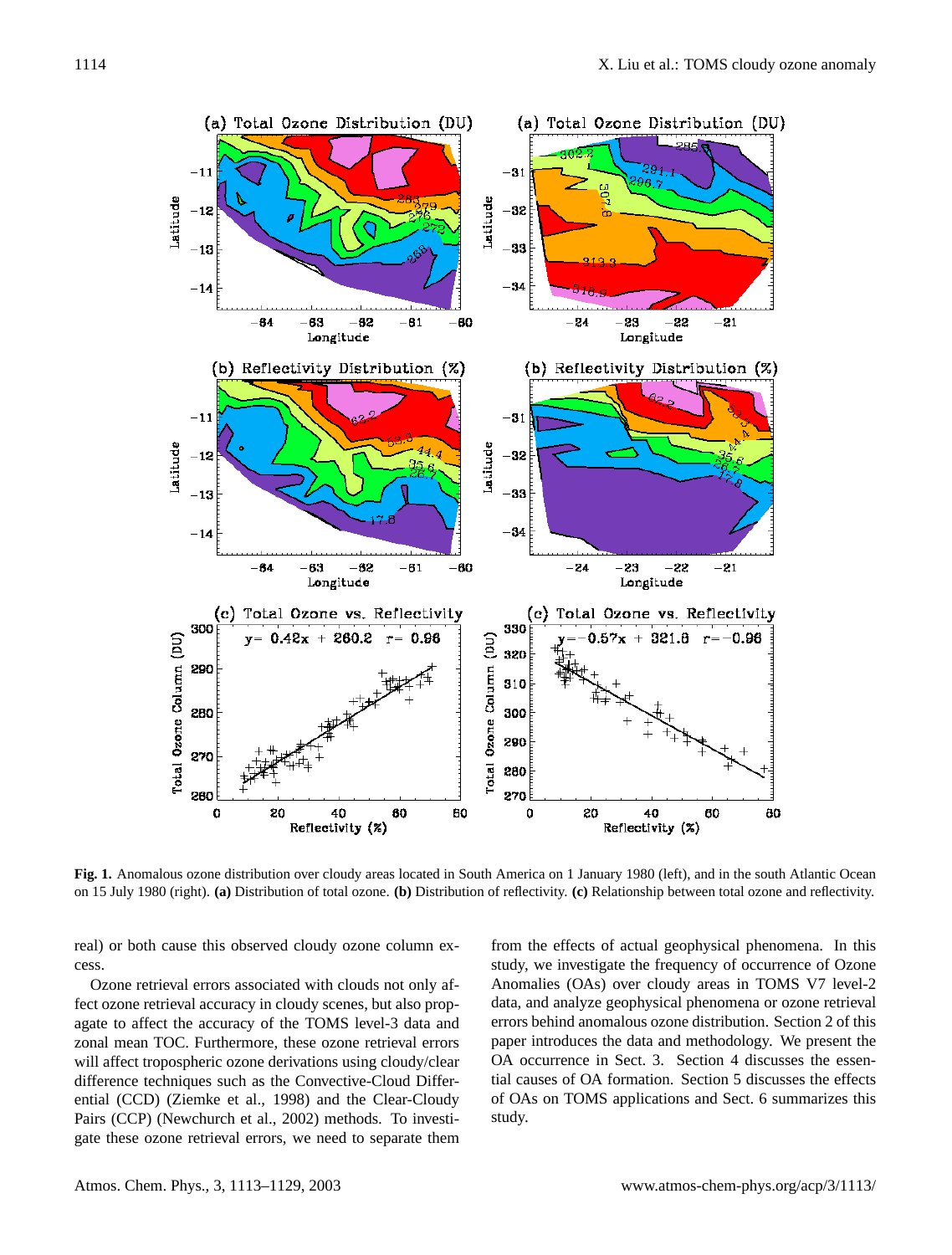**Fig. 1.** Anomalous ozone distribution over cloudy areas located in South America on 1 January 1980 (left), and in the south Atlantic Ocean on 15 July 1980 (right). **(a)** Distribution of total ozone. **(b)** Distribution of reflectivity. **(c)** Relationship between total ozone and reflectivity.

real) or both cause this observed cloudy ozone column excess.

Ozone retrieval errors associated with clouds not only affect ozone retrieval accuracy in cloudy scenes, but also propagate to affect the accuracy of the TOMS level-3 data and zonal mean TOC. Furthermore, these ozone retrieval errors will affect tropospheric ozone derivations using cloudy/clear difference techniques such as the Convective-Cloud Differential (CCD) (Ziemke et al., 1998) and the Clear-Cloudy Pairs (CCP) (Newchurch et al., 2002) methods. To investigate these ozone retrieval errors, we need to separate them from the effects of actual geophysical phenomena. In this study, we investigate the frequency of occurrence of Ozone Anomalies (OAs) over cloudy areas in TOMS V7 level-2 data, and analyze geophysical phenomena or ozone retrieval errors behind anomalous ozone distribution. Section 2 of this paper introduces the data and methodology. We present the OA occurrence in Sect. 3. Section 4 discusses the essential causes of OA formation. Section 5 discusses the effects of OAs on TOMS applications and Sect. 6 summarizes this study.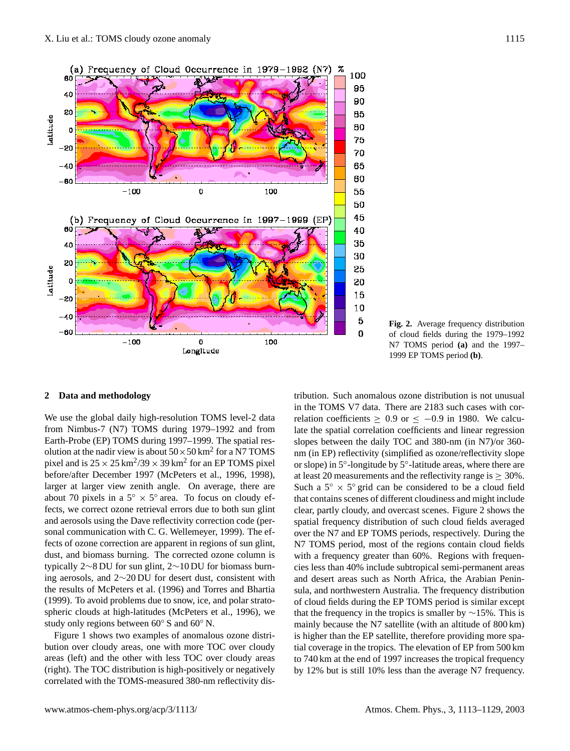**Fig. 2.** Average frequency distribution of cloud fields during the 1979–1992 N7 TOMS period **(a)** and the 1997–1999 EP TOMS period **(b)**.

## 2 Data and methodology

We use the global daily high-resolution TOMS level-2 data from Nimbus-7 (N7) TOMS during 1979–1992 and from Earth-Probe (EP) TOMS during 1997–1999. The spatial resolution at the nadir view is about $50 \times 50\,\text{km}^2$ for a N7 TOMS pixel and is $25 \times 25\,\text{km}^2/39 \times 39\,\text{km}^2$ for an EP TOMS pixel before/after December 1997 (McPeters et al., 1996, 1998), larger at larger view zenith angle. On average, there are about 70 pixels in a $5^\circ \times 5^\circ$ area. To focus on cloudy effects, we correct ozone retrieval errors due to both sun glint and aerosols using the Dave reflectivity correction code (personal communication with C. G. Wellemeyer, 1999). The effects of ozone correction are apparent in regions of sun glint, dust, and biomass burning. The corrected ozone column is typically $2\sim8$ DU for sun glint, $2\sim10$ DU for biomass burning aerosols, and $2\sim20$ DU for desert dust, consistent with the results of McPeters et al. (1996) and Torres and Bhartia (1999). To avoid problems due to snow, ice, and polar stratospheric clouds at high-latitudes (McPeters et al., 1996), we study only regions between 60° S and 60° N.

Figure 1 shows two examples of anomalous ozone distribution over cloudy areas, one with more TOC over cloudy areas (left) and the other with less TOC over cloudy areas (right). The TOC distribution is high-positively or negatively correlated with the TOMS-measured 380-nm reflectivity distribution. Such anomalous ozone distribution is not unusual in the TOMS V7 data. There are 2183 such cases with correlation coefficients $\geq$ 0.9 or $\leq$ −0.9 in 1980. We calculate the spatial correlation coefficients and linear regression slopes between the daily TOC and 380-nm (in N7)/or 360-nm (in EP) reflectivity (simplified as ozone/reflectivity slope or slope) in 5°-longitude by 5°-latitude areas, where there are at least 20 measurements and the reflectivity range is $\geq$ 30%. Such a $5^\circ \times 5^\circ$ grid can be considered to be a cloud field that contains scenes of different cloudiness and might include clear, partly cloudy, and overcast scenes. Figure 2 shows the spatial frequency distribution of such cloud fields averaged over the N7 and EP TOMS periods, respectively. During the N7 TOMS period, most of the regions contain cloud fields with a frequency greater than 60%. Regions with frequencies less than 40% include subtropical semi-permanent areas and desert areas such as North Africa, the Arabian Peninsula, and northwestern Australia. The frequency distribution of cloud fields during the EP TOMS period is similar except that the frequency in the tropics is smaller by ∼15%. This is mainly because the N7 satellite (with an altitude of 800 km) is higher than the EP satellite, therefore providing more spatial coverage in the tropics. The elevation of EP from 500 km to 740 km at the end of 1997 increases the tropical frequency by 12% but is still 10% less than the average N7 frequency.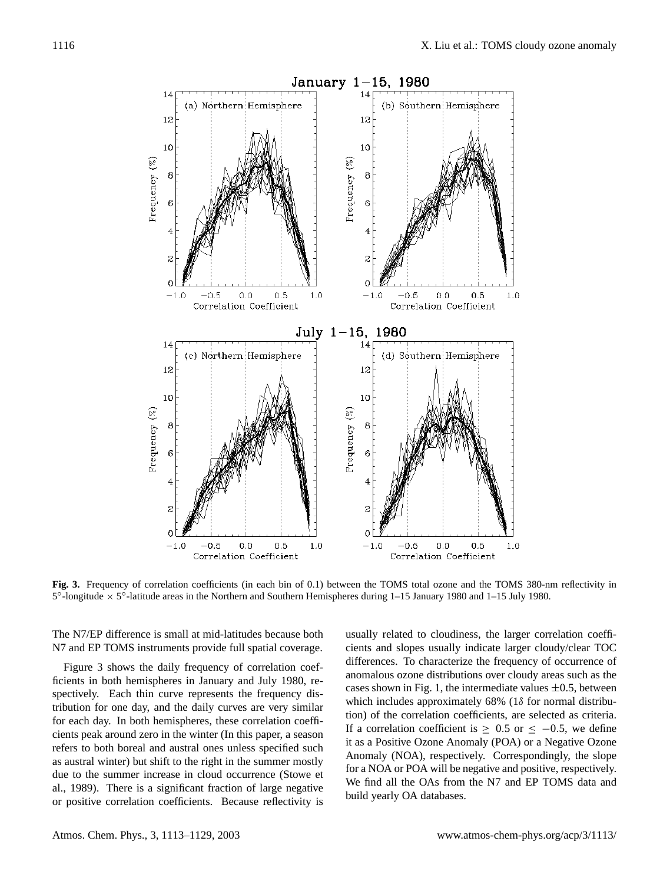**Fig. 3.** Frequency of correlation coefficients (in each bin of 0.1) between the TOMS total ozone and the TOMS 380-nm reflectivity in $5^{\circ}$-longitude $\times$ $5^{\circ}$-latitude areas in the Northern and Southern Hemispheres during 1–15 January 1980 and 1–15 July 1980.

The N7/EP difference is small at mid-latitudes because both N7 and EP TOMS instruments provide full spatial coverage.

Figure 3 shows the daily frequency of correlation coefficients in both hemispheres in January and July 1980, respectively. Each thin curve represents the frequency distribution for one day, and the daily curves are very similar for each day. In both hemispheres, these correlation coefficients peak around zero in the winter (In this paper, a season refers to both boreal and austral ones unless specified such as austral winter) but shift to the right in the summer mostly due to the summer increase in cloud occurrence (Stowe et al., 1989). There is a significant fraction of large negative or positive correlation coefficients. Because reflectivity is usually related to cloudiness, the larger correlation coefficients and slopes usually indicate larger cloudy/clear TOC differences. To characterize the frequency of occurrence of anomalous ozone distributions over cloudy areas such as the cases shown in Fig. 1, the intermediate values $\pm 0.5$, between which includes approximately 68% ($1\delta$ for normal distribution) of the correlation coefficients, are selected as criteria. If a correlation coefficient is $\geq 0.5$ or $\leq -0.5$, we define it as a Positive Ozone Anomaly (POA) or a Negative Ozone Anomaly (NOA), respectively. Correspondingly, the slope for a NOA or POA will be negative and positive, respectively. We find all the OAs from the N7 and EP TOMS data and build yearly OA databases.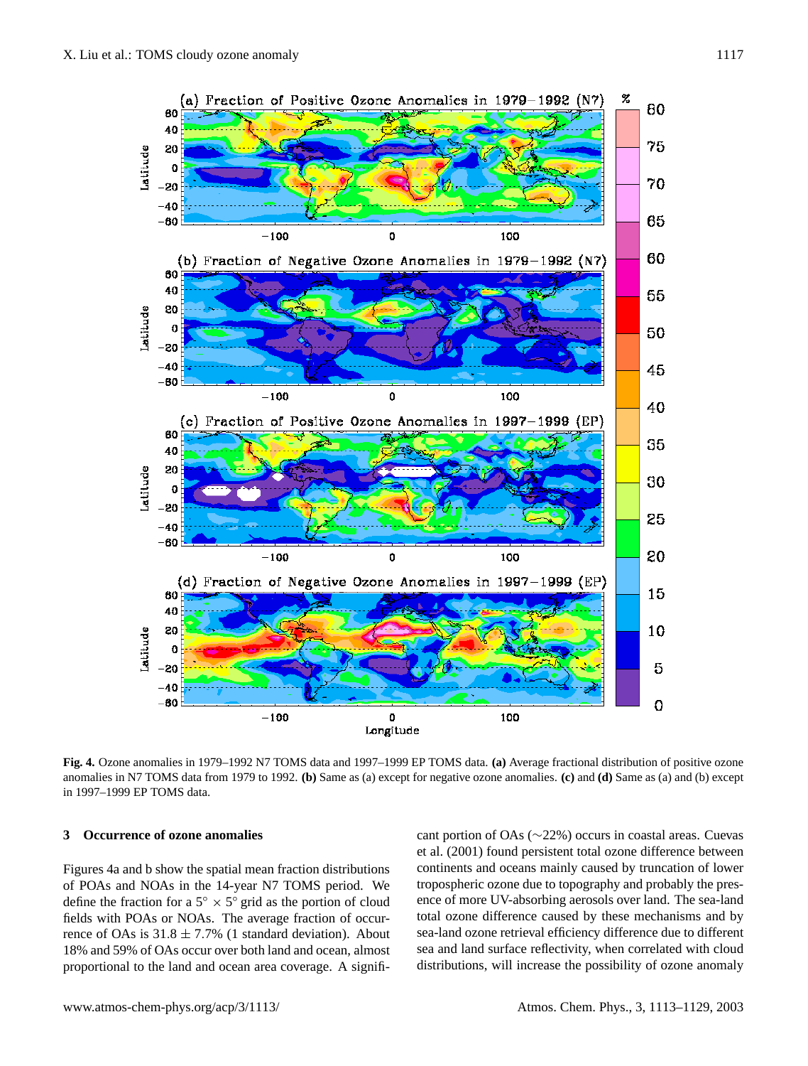**Fig. 4.** Ozone anomalies in 1979–1992 N7 TOMS data and 1997–1999 EP TOMS data. **(a)** Average fractional distribution of positive ozone anomalies in N7 TOMS data from 1979 to 1992. **(b)** Same as (a) except for negative ozone anomalies. **(c)** and **(d)** Same as (a) and (b) except in 1997–1999 EP TOMS data.

## 3 Occurrence of ozone anomalies

Figures 4a and b show the spatial mean fraction distributions of POAs and NOAs in the 14-year N7 TOMS period. We define the fraction for a $5^\circ \times 5^\circ$ grid as the portion of cloud fields with POAs or NOAs. The average fraction of occurrence of OAs is $31.8 \pm 7.7\%$ (1 standard deviation). About 18% and 59% of OAs occur over both land and ocean, almost proportional to the land and ocean area coverage. A significant portion of OAs (~22%) occurs in coastal areas. Cuevas et al. (2001) found persistent total ozone difference between continents and oceans mainly caused by truncation of lower tropospheric ozone due to topography and probably the presence of more UV-absorbing aerosols over land. The sea-land total ozone difference caused by these mechanisms and by sea-land ozone retrieval efficiency difference due to different sea and land surface reflectivity, when correlated with cloud distributions, will increase the possibility of ozone anomaly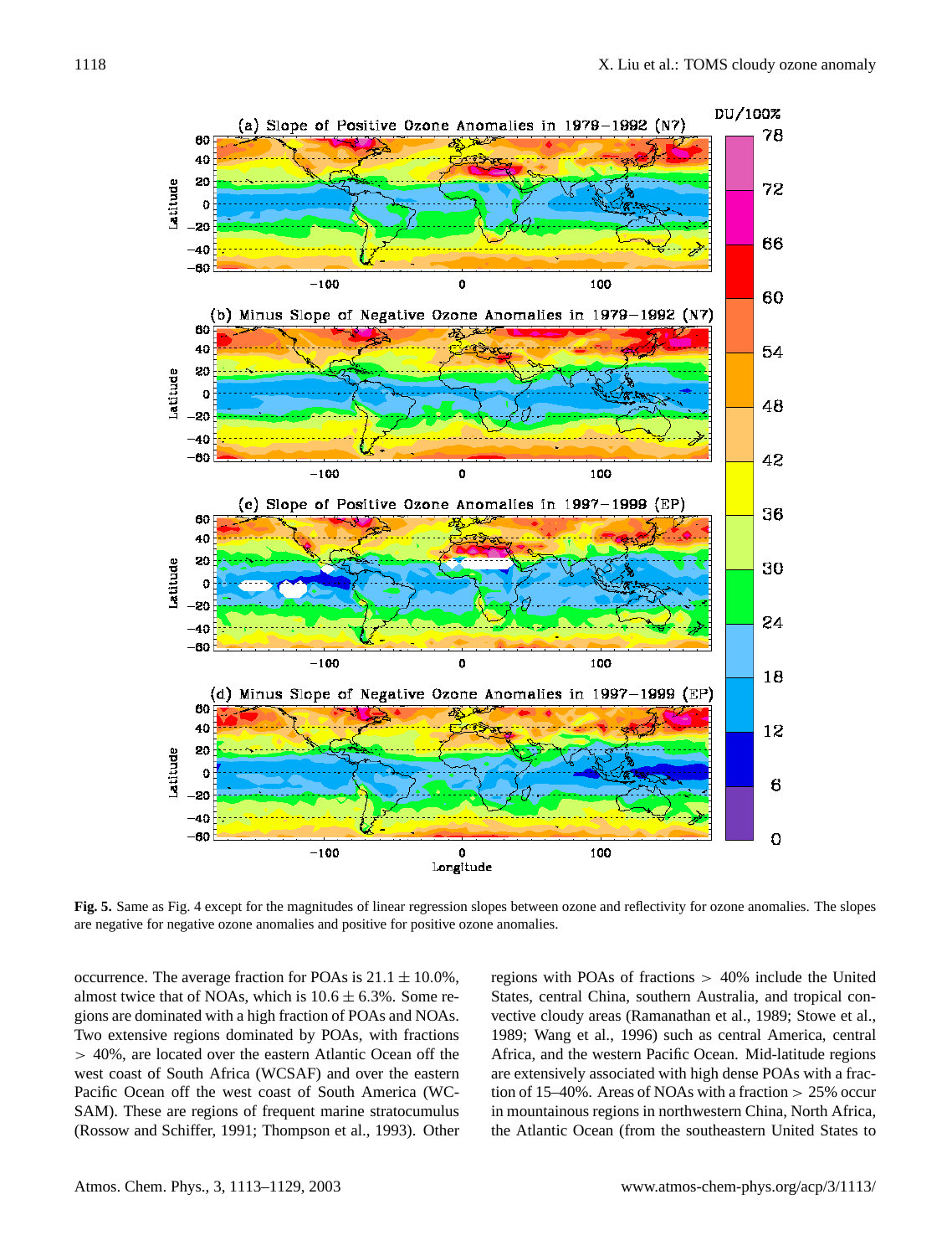**Fig. 5.** Same as Fig. 4 except for the magnitudes of linear regression slopes between ozone and reflectivity for ozone anomalies. The slopes are negative for negative ozone anomalies and positive for positive ozone anomalies.

occurrence. The average fraction for POAs is $21.1 \pm 10.0\%$, almost twice that of NOAs, which is $10.6 \pm 6.3\%$. Some regions are dominated with a high fraction of POAs and NOAs. Two extensive regions dominated by POAs, with fractions $> 40\%$, are located over the eastern Atlantic Ocean off the west coast of South Africa (WCSAF) and over the eastern Pacific Ocean off the west coast of South America (WCSAM). These are regions of frequent marine stratocumulus (Rossow and Schiffer, 1991; Thompson et al., 1993). Other regions with POAs of fractions $> 40\%$ include the United States, central China, southern Australia, and tropical convective cloudy areas (Ramanathan et al., 1989; Stowe et al., 1989; Wang et al., 1996) such as central America, central Africa, and the western Pacific Ocean. Mid-latitude regions are extensively associated with high dense POAs with a fraction of 15–40%. Areas of NOAs with a fraction $> 25\%$ occur in mountainous regions in northwestern China, North Africa, the Atlantic Ocean (from the southeastern United States to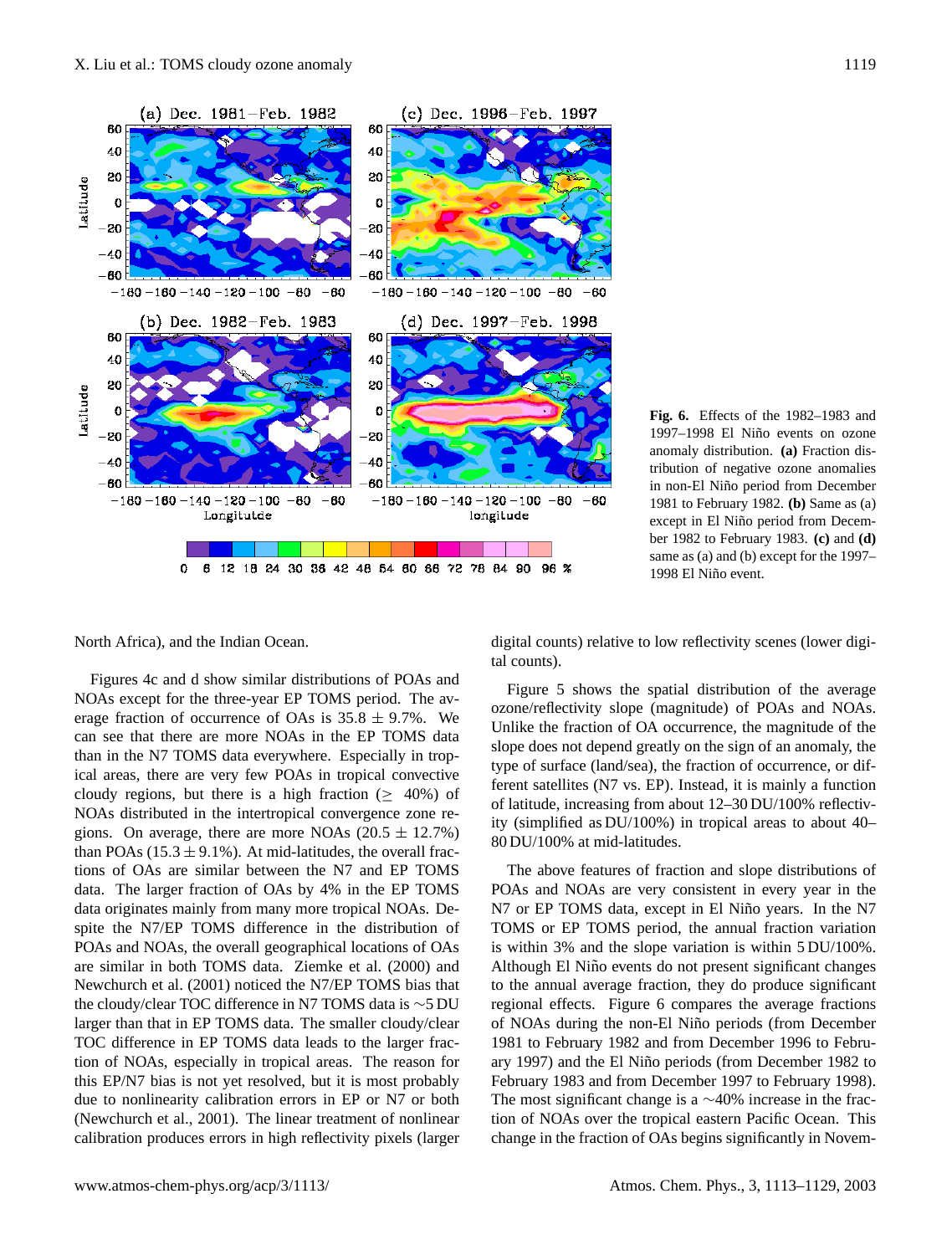**Fig. 6.** Effects of the 1982–1983 and 1997–1998 El Niño events on ozone anomaly distribution. **(a)** Fraction distribution of negative ozone anomalies in non-El Niño period from December 1981 to February 1982. **(b)** Same as (a) except in El Niño period from December 1982 to February 1983. **(c)** and **(d)** same as (a) and (b) except for the 1997–1998 El Niño event.

North Africa), and the Indian Ocean.

Figures 4c and d show similar distributions of POAs and NOAs except for the three-year EP TOMS period. The average fraction of occurrence of OAs is $35.8 \pm 9.7\%$. We can see that there are more NOAs in the EP TOMS data than in the N7 TOMS data everywhere. Especially in tropical areas, there are very few POAs in tropical convective cloudy regions, but there is a high fraction ($\geq$ 40%) of NOAs distributed in the intertropical convergence zone regions. On average, there are more NOAs ($20.5 \pm 12.7\%$) than POAs ($15.3 \pm 9.1\%$). At mid-latitudes, the overall fractions of OAs are similar between the N7 and EP TOMS data. The larger fraction of OAs by 4% in the EP TOMS data originates mainly from many more tropical NOAs. Despite the N7/EP TOMS difference in the distribution of POAs and NOAs, the overall geographical locations of OAs are similar in both TOMS data. Ziemke et al. (2000) and Newchurch et al. (2001) noticed the N7/EP TOMS bias that the cloudy/clear TOC difference in N7 TOMS data is ~5 DU larger than that in EP TOMS data. The smaller cloudy/clear TOC difference in EP TOMS data leads to the larger fraction of NOAs, especially in tropical areas. The reason for this EP/N7 bias is not yet resolved, but it is most probably due to nonlinearity calibration errors in EP or N7 or both (Newchurch et al., 2001). The linear treatment of nonlinear calibration produces errors in high reflectivity pixels (larger digital counts) relative to low reflectivity scenes (lower digital counts).

Figure 5 shows the spatial distribution of the average ozone/reflectivity slope (magnitude) of POAs and NOAs. Unlike the fraction of OA occurrence, the magnitude of the slope does not depend greatly on the sign of an anomaly, the type of surface (land/sea), the fraction of occurrence, or different satellites (N7 vs. EP). Instead, it is mainly a function of latitude, increasing from about 12–30 DU/100% reflectivity (simplified as DU/100%) in tropical areas to about 40–80 DU/100% at mid-latitudes.

The above features of fraction and slope distributions of POAs and NOAs are very consistent in every year in the N7 or EP TOMS data, except in El Niño years. In the N7 TOMS or EP TOMS period, the annual fraction variation is within 3% and the slope variation is within 5 DU/100%. Although El Niño events do not present significant changes to the annual average fraction, they do produce significant regional effects. Figure 6 compares the average fractions of NOAs during the non-El Niño periods (from December 1981 to February 1982 and from December 1996 to February 1997) and the El Niño periods (from December 1982 to February 1983 and from December 1997 to February 1998). The most significant change is a ~40% increase in the fraction of NOAs over the tropical eastern Pacific Ocean. This change in the fraction of OAs begins significantly in Novem-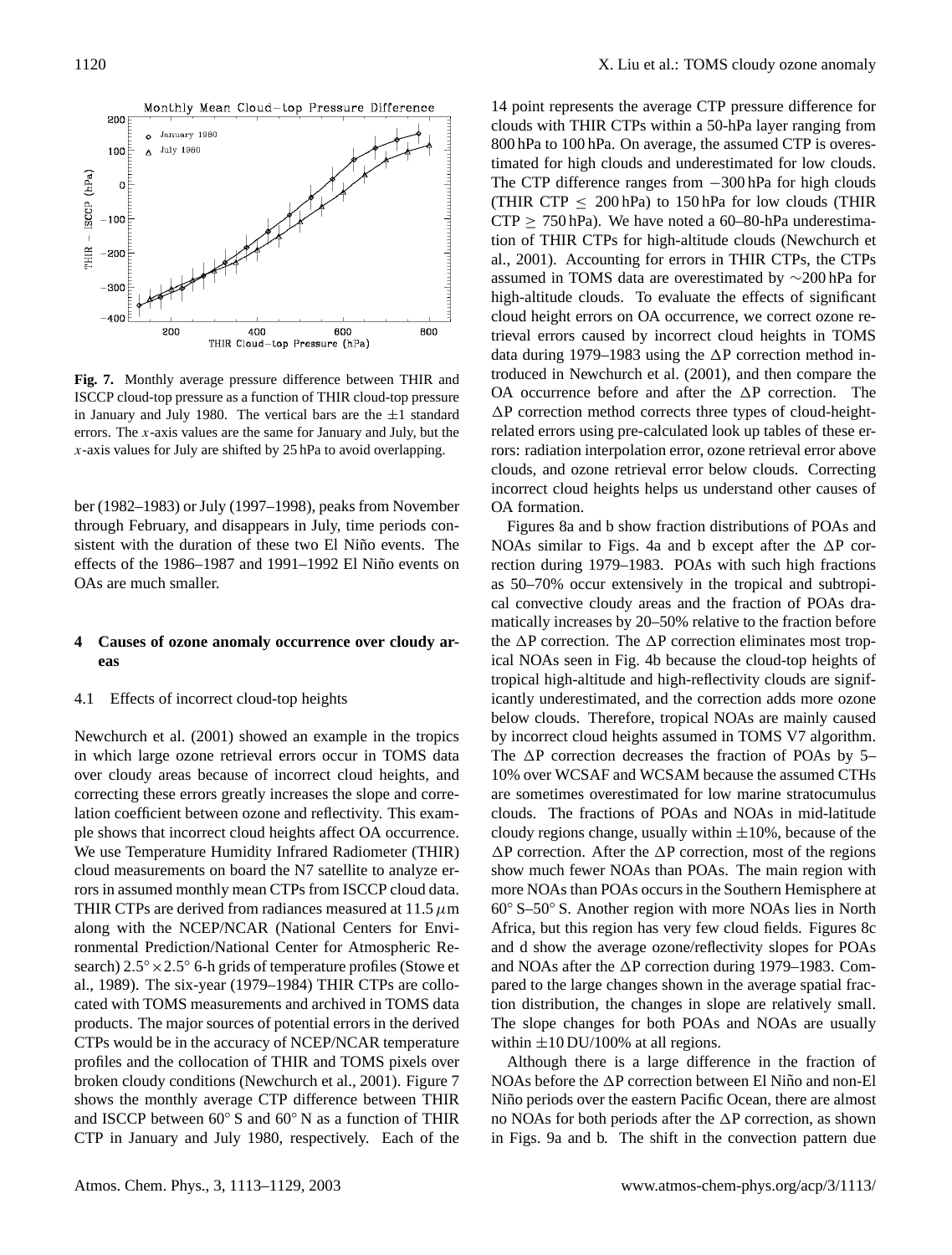**Fig. 7.** Monthly average pressure difference between THIR and ISCCP cloud-top pressure as a function of THIR cloud-top pressure in January and July 1980. The vertical bars are the $\pm 1$ standard errors. The $x$-axis values are the same for January and July, but the $x$-axis values for July are shifted by 25 hPa to avoid overlapping.

ber (1982–1983) or July (1997–1998), peaks from November through February, and disappears in July, time periods consistent with the duration of these two El Niño events. The effects of the 1986–1987 and 1991–1992 El Niño events on OAs are much smaller.

## 4 Causes of ozone anomaly occurrence over cloudy areas

### 4.1 Effects of incorrect cloud-top heights

Newchurch et al. (2001) showed an example in the tropics in which large ozone retrieval errors occur in TOMS data over cloudy areas because of incorrect cloud heights, and correcting these errors greatly increases the slope and correlation coefficient between ozone and reflectivity. This example shows that incorrect cloud heights affect OA occurrence. We use Temperature Humidity Infrared Radiometer (THIR) cloud measurements on board the N7 satellite to analyze errors in assumed monthly mean CTPs from ISCCP cloud data. THIR CTPs are derived from radiances measured at 11.5 $\mu$m along with the NCEP/NCAR (National Centers for Environmental Prediction/National Center for Atmospheric Research) $2.5^{\circ} \times 2.5^{\circ}$ 6-h grids of temperature profiles (Stowe et al., 1989). The six-year (1979–1984) THIR CTPs are collocated with TOMS measurements and archived in TOMS data products. The major sources of potential errors in the derived CTPs would be in the accuracy of NCEP/NCAR temperature profiles and the collocation of THIR and TOMS pixels over broken cloudy conditions (Newchurch et al., 2001). Figure 7 shows the monthly average CTP difference between THIR and ISCCP between 60° S and 60° N as a function of THIR CTP in January and July 1980, respectively. Each of the 14 point represents the average CTP pressure difference for clouds with THIR CTPs within a 50-hPa layer ranging from 800 hPa to 100 hPa. On average, the assumed CTP is overestimated for high clouds and underestimated for low clouds. The CTP difference ranges from $-300$ hPa for high clouds (THIR CTP $\leq$ 200 hPa) to 150 hPa for low clouds (THIR CTP $\geq$ 750 hPa). We have noted a 60–80-hPa underestimation of THIR CTPs for high-altitude clouds (Newchurch et al., 2001). Accounting for errors in THIR CTPs, the CTPs assumed in TOMS data are overestimated by $\sim$200 hPa for high-altitude clouds. To evaluate the effects of significant cloud height errors on OA occurrence, we correct ozone retrieval errors caused by incorrect cloud heights in TOMS data during 1979–1983 using the $\Delta$P correction method introduced in Newchurch et al. (2001), and then compare the OA occurrence before and after the $\Delta$P correction. The $\Delta$P correction method corrects three types of cloud-height-related errors using pre-calculated look up tables of these errors: radiation interpolation error, ozone retrieval error above clouds, and ozone retrieval error below clouds. Correcting incorrect cloud heights helps us understand other causes of OA formation.

Figures 8a and b show fraction distributions of POAs and NOAs similar to Figs. 4a and b except after the $\Delta$P correction during 1979–1983. POAs with such high fractions as 50–70% occur extensively in the tropical and subtropical convective cloudy areas and the fraction of POAs dramatically increases by 20–50% relative to the fraction before the $\Delta$P correction. The $\Delta$P correction eliminates most tropical NOAs seen in Fig. 4b because the cloud-top heights of tropical high-altitude and high-reflectivity clouds are significantly underestimated, and the correction adds more ozone below clouds. Therefore, tropical NOAs are mainly caused by incorrect cloud heights assumed in TOMS V7 algorithm. The $\Delta$P correction decreases the fraction of POAs by 5–10% over WCSAF and WCSAM because the assumed CTHs are sometimes overestimated for low marine stratocumulus clouds. The fractions of POAs and NOAs in mid-latitude cloudy regions change, usually within $\pm$10%, because of the $\Delta$P correction. After the $\Delta$P correction, most of the regions show much fewer NOAs than POAs. The main region with more NOAs than POAs occurs in the Southern Hemisphere at 60° S–50° S. Another region with more NOAs lies in North Africa, but this region has very few cloud fields. Figures 8c and d show the average ozone/reflectivity slopes for POAs and NOAs after the $\Delta$P correction during 1979–1983. Compared to the large changes shown in the average spatial fraction distribution, the changes in slope are relatively small. The slope changes for both POAs and NOAs are usually within $\pm$10 DU/100% at all regions.

Although there is a large difference in the fraction of NOAs before the $\Delta$P correction between El Niño and non-El Niño periods over the eastern Pacific Ocean, there are almost no NOAs for both periods after the $\Delta$P correction, as shown in Figs. 9a and b. The shift in the convection pattern due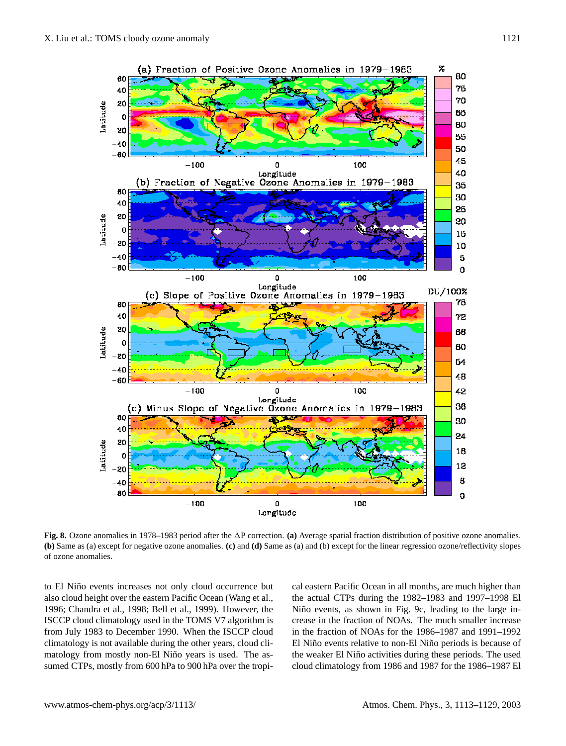**Fig. 8.** Ozone anomalies in 1978–1983 period after the $\Delta$P correction. **(a)** Average spatial fraction distribution of positive ozone anomalies. **(b)** Same as (a) except for negative ozone anomalies. **(c)** and **(d)** Same as (a) and (b) except for the linear regression ozone/reflectivity slopes of ozone anomalies.

to El Niño events increases not only cloud occurrence but also cloud height over the eastern Pacific Ocean (Wang et al., 1996; Chandra et al., 1998; Bell et al., 1999). However, the ISCCP cloud climatology used in the TOMS V7 algorithm is from July 1983 to December 1990. When the ISCCP cloud climatology is not available during the other years, cloud climatology from mostly non-El Niño years is used. The assumed CTPs, mostly from 600 hPa to 900 hPa over the tropical eastern Pacific Ocean in all months, are much higher than the actual CTPs during the 1982–1983 and 1997–1998 El Niño events, as shown in Fig. 9c, leading to the large increase in the fraction of NOAs. The much smaller increase in the fraction of NOAs for the 1986–1987 and 1991–1992 El Niño events relative to non-El Niño periods is because of the weaker El Niño activities during these periods. The used cloud climatology from 1986 and 1987 for the 1986–1987 El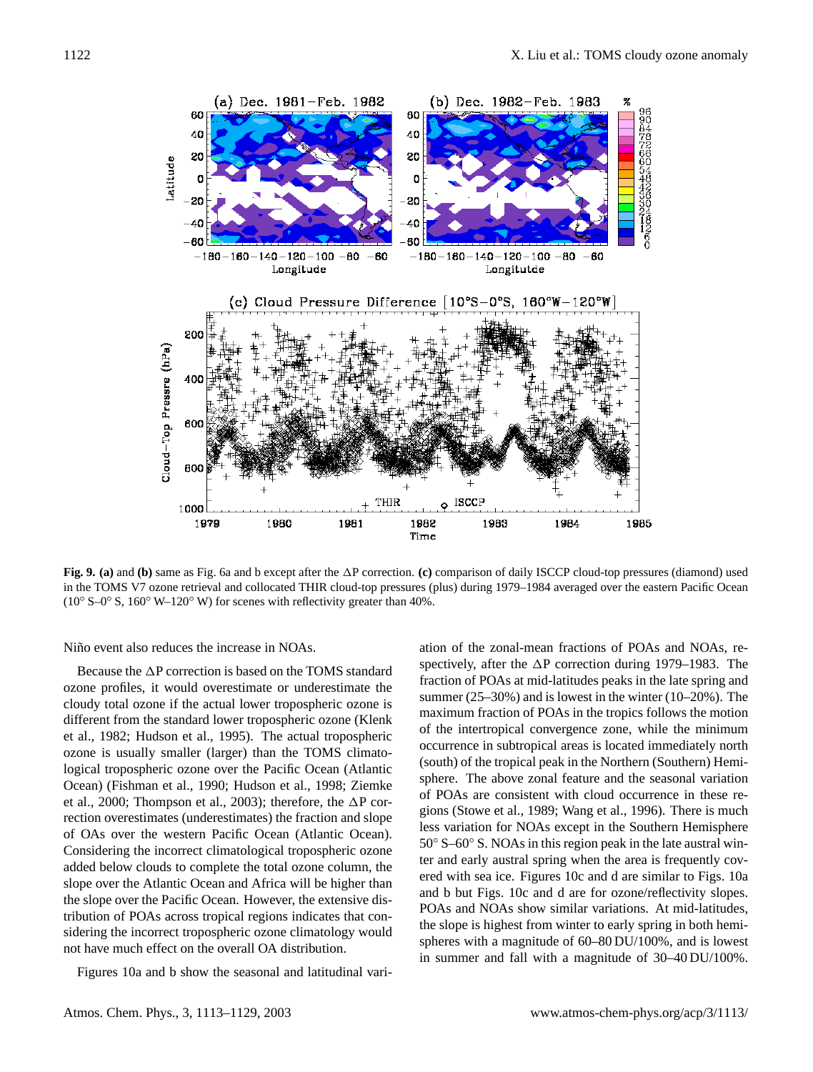**Fig. 9. (a)** and **(b)** same as Fig. 6a and b except after the $\Delta P$ correction. **(c)** comparison of daily ISCCP cloud-top pressures (diamond) used in the TOMS V7 ozone retrieval and collocated THIR cloud-top pressures (plus) during 1979–1984 averaged over the eastern Pacific Ocean (10° S–0° S, 160° W–120° W) for scenes with reflectivity greater than 40%.

Niño event also reduces the increase in NOAs.

Because the $\Delta P$ correction is based on the TOMS standard ozone profiles, it would overestimate or underestimate the cloudy total ozone if the actual lower tropospheric ozone is different from the standard lower tropospheric ozone (Klenk et al., 1982; Hudson et al., 1995). The actual tropospheric ozone is usually smaller (larger) than the TOMS climatological tropospheric ozone over the Pacific Ocean (Atlantic Ocean) (Fishman et al., 1990; Hudson et al., 1998; Ziemke et al., 2000; Thompson et al., 2003); therefore, the $\Delta P$ correction overestimates (underestimates) the fraction and slope of OAs over the western Pacific Ocean (Atlantic Ocean). Considering the incorrect climatological tropospheric ozone added below clouds to complete the total ozone column, the slope over the Atlantic Ocean and Africa will be higher than the slope over the Pacific Ocean. However, the extensive distribution of POAs across tropical regions indicates that considering the incorrect tropospheric ozone climatology would not have much effect on the overall OA distribution.

Figures 10a and b show the seasonal and latitudinal variation of the zonal-mean fractions of POAs and NOAs, respectively, after the $\Delta P$ correction during 1979–1983. The fraction of POAs at mid-latitudes peaks in the late spring and summer (25–30%) and is lowest in the winter (10–20%). The maximum fraction of POAs in the tropics follows the motion of the intertropical convergence zone, while the minimum occurrence in subtropical areas is located immediately north (south) of the tropical peak in the Northern (Southern) Hemisphere. The above zonal feature and the seasonal variation of POAs are consistent with cloud occurrence in these regions (Stowe et al., 1989; Wang et al., 1996). There is much less variation for NOAs except in the Southern Hemisphere 50° S–60° S. NOAs in this region peak in the late austral winter and early austral spring when the area is frequently covered with sea ice. Figures 10c and d are similar to Figs. 10a and b but Figs. 10c and d are for ozone/reflectivity slopes. POAs and NOAs show similar variations. At mid-latitudes, the slope is highest from winter to early spring in both hemispheres with a magnitude of 60–80 DU/100%, and is lowest in summer and fall with a magnitude of 30–40 DU/100%.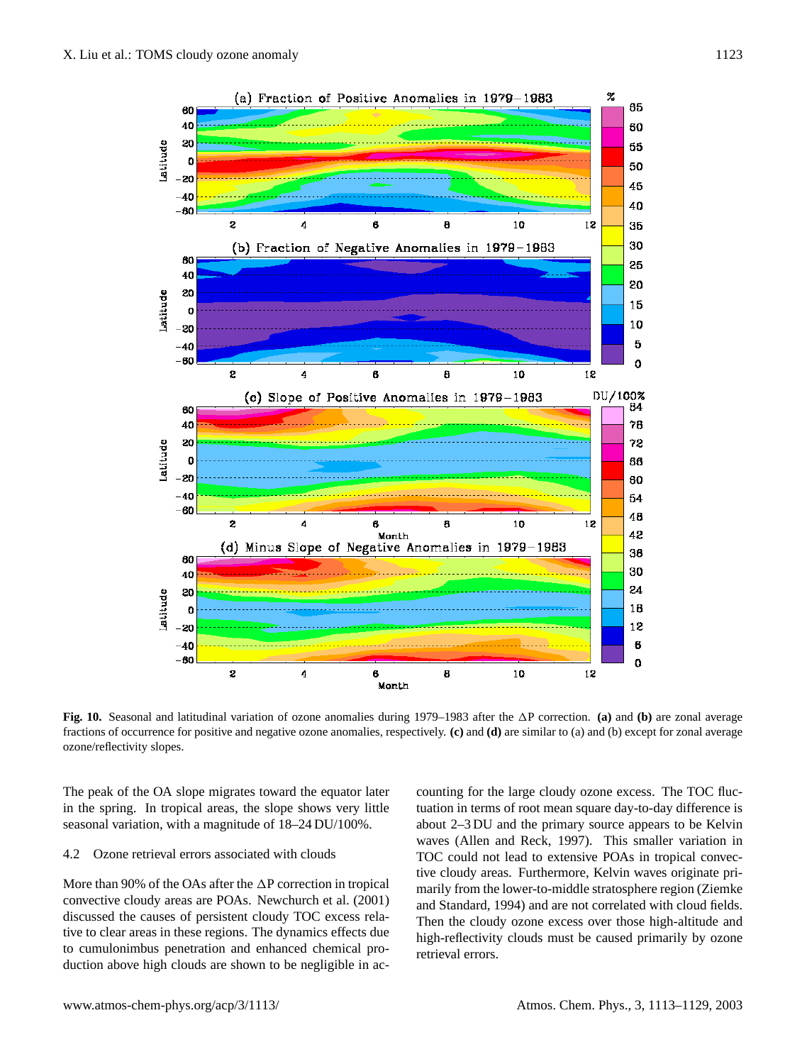**Fig. 10.** Seasonal and latitudinal variation of ozone anomalies during 1979–1983 after the ΔP correction. **(a)** and **(b)** are zonal average fractions of occurrence for positive and negative ozone anomalies, respectively. **(c)** and **(d)** are similar to (a) and (b) except for zonal average ozone/reflectivity slopes.

The peak of the OA slope migrates toward the equator later in the spring. In tropical areas, the slope shows very little seasonal variation, with a magnitude of 18–24 DU/100%.

### 4.2 Ozone retrieval errors associated with clouds

More than 90% of the OAs after the ΔP correction in tropical convective cloudy areas are POAs. Newchurch et al. (2001) discussed the causes of persistent cloudy TOC excess relative to clear areas in these regions. The dynamics effects due to cumulonimbus penetration and enhanced chemical production above high clouds are shown to be negligible in accounting for the large cloudy ozone excess. The TOC fluctuation in terms of root mean square day-to-day difference is about 2–3 DU and the primary source appears to be Kelvin waves (Allen and Reck, 1997). This smaller variation in TOC could not lead to extensive POAs in tropical convective cloudy areas. Furthermore, Kelvin waves originate primarily from the lower-to-middle stratosphere region (Ziemke and Standard, 1994) and are not correlated with cloud fields. Then the cloudy ozone excess over those high-altitude and high-reflectivity clouds must be caused primarily by ozone retrieval errors.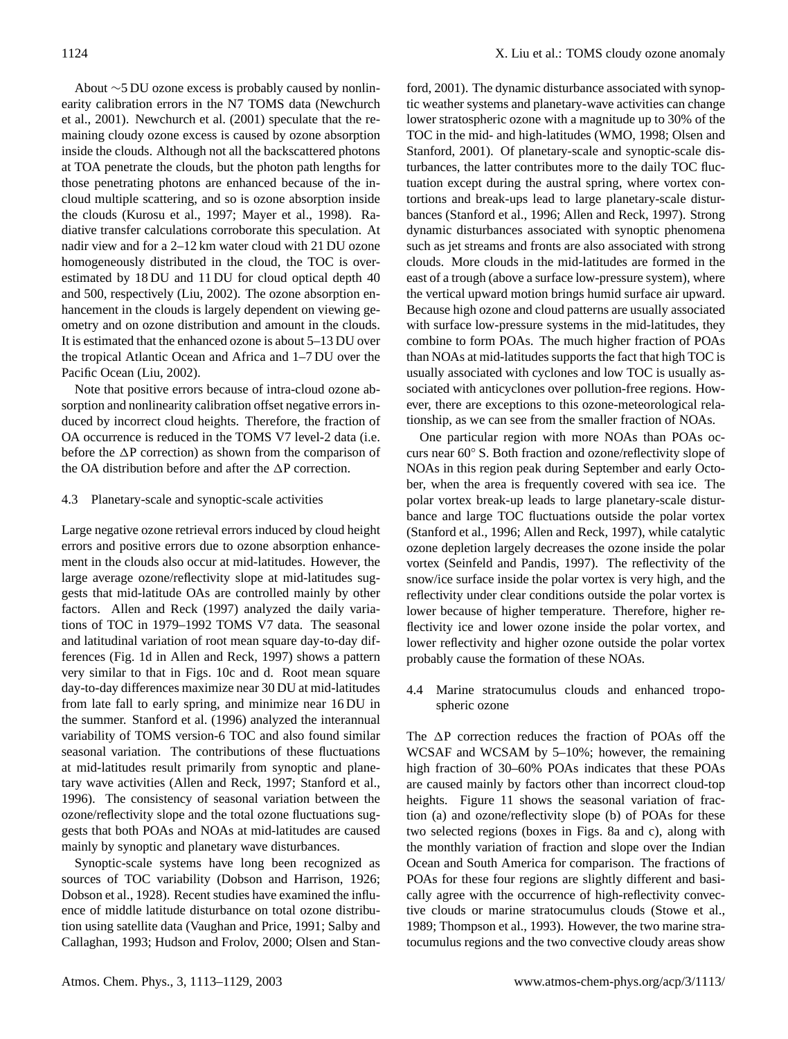About ∼5 DU ozone excess is probably caused by nonlinearity calibration errors in the N7 TOMS data (Newchurch et al., 2001). Newchurch et al. (2001) speculate that the remaining cloudy ozone excess is caused by ozone absorption inside the clouds. Although not all the backscattered photons at TOA penetrate the clouds, but the photon path lengths for those penetrating photons are enhanced because of the in-cloud multiple scattering, and so is ozone absorption inside the clouds (Kurosu et al., 1997; Mayer et al., 1998). Radiative transfer calculations corroborate this speculation. At nadir view and for a 2–12 km water cloud with 21 DU ozone homogeneously distributed in the cloud, the TOC is overestimated by 18 DU and 11 DU for cloud optical depth 40 and 500, respectively (Liu, 2002). The ozone absorption enhancement in the clouds is largely dependent on viewing geometry and on ozone distribution and amount in the clouds. It is estimated that the enhanced ozone is about 5–13 DU over the tropical Atlantic Ocean and Africa and 1–7 DU over the Pacific Ocean (Liu, 2002).

Note that positive errors because of intra-cloud ozone absorption and nonlinearity calibration offset negative errors induced by incorrect cloud heights. Therefore, the fraction of OA occurrence is reduced in the TOMS V7 level-2 data (i.e. before the $\Delta$P correction) as shown from the comparison of the OA distribution before and after the $\Delta$P correction.

### 4.3 Planetary-scale and synoptic-scale activities

Large negative ozone retrieval errors induced by cloud height errors and positive errors due to ozone absorption enhancement in the clouds also occur at mid-latitudes. However, the large average ozone/reflectivity slope at mid-latitudes suggests that mid-latitude OAs are controlled mainly by other factors. Allen and Reck (1997) analyzed the daily variations of TOC in 1979–1992 TOMS V7 data. The seasonal and latitudinal variation of root mean square day-to-day differences (Fig. 1d in Allen and Reck, 1997) shows a pattern very similar to that in Figs. 10c and d. Root mean square day-to-day differences maximize near 30 DU at mid-latitudes from late fall to early spring, and minimize near 16 DU in the summer. Stanford et al. (1996) analyzed the interannual variability of TOMS version-6 TOC and also found similar seasonal variation. The contributions of these fluctuations at mid-latitudes result primarily from synoptic and planetary wave activities (Allen and Reck, 1997; Stanford et al., 1996). The consistency of seasonal variation between the ozone/reflectivity slope and the total ozone fluctuations suggests that both POAs and NOAs at mid-latitudes are caused mainly by synoptic and planetary wave disturbances.

Synoptic-scale systems have long been recognized as sources of TOC variability (Dobson and Harrison, 1926; Dobson et al., 1928). Recent studies have examined the influence of middle latitude disturbance on total ozone distribution using satellite data (Vaughan and Price, 1991; Salby and Callaghan, 1993; Hudson and Frolov, 2000; Olsen and Stanford, 2001). The dynamic disturbance associated with synoptic weather systems and planetary-wave activities can change lower stratospheric ozone with a magnitude up to 30% of the TOC in the mid- and high-latitudes (WMO, 1998; Olsen and Stanford, 2001). Of planetary-scale and synoptic-scale disturbances, the latter contributes more to the daily TOC fluctuation except during the austral spring, where vortex contortions and break-ups lead to large planetary-scale disturbances (Stanford et al., 1996; Allen and Reck, 1997). Strong dynamic disturbances associated with synoptic phenomena such as jet streams and fronts are also associated with strong clouds. More clouds in the mid-latitudes are formed in the east of a trough (above a surface low-pressure system), where the vertical upward motion brings humid surface air upward. Because high ozone and cloud patterns are usually associated with surface low-pressure systems in the mid-latitudes, they combine to form POAs. The much higher fraction of POAs than NOAs at mid-latitudes supports the fact that high TOC is usually associated with cyclones and low TOC is usually associated with anticyclones over pollution-free regions. However, there are exceptions to this ozone-meteorological relationship, as we can see from the smaller fraction of NOAs.

One particular region with more NOAs than POAs occurs near 60° S. Both fraction and ozone/reflectivity slope of NOAs in this region peak during September and early October, when the area is frequently covered with sea ice. The polar vortex break-up leads to large planetary-scale disturbance and large TOC fluctuations outside the polar vortex (Stanford et al., 1996; Allen and Reck, 1997), while catalytic ozone depletion largely decreases the ozone inside the polar vortex (Seinfeld and Pandis, 1997). The reflectivity of the snow/ice surface inside the polar vortex is very high, and the reflectivity under clear conditions outside the polar vortex is lower because of higher temperature. Therefore, higher reflectivity ice and lower ozone inside the polar vortex, and lower reflectivity and higher ozone outside the polar vortex probably cause the formation of these NOAs.

### 4.4 Marine stratocumulus clouds and enhanced tropospheric ozone

The $\Delta$P correction reduces the fraction of POAs off the WCSAF and WCSAM by 5–10%; however, the remaining high fraction of 30–60% POAs indicates that these POAs are caused mainly by factors other than incorrect cloud-top heights. Figure 11 shows the seasonal variation of fraction (a) and ozone/reflectivity slope (b) of POAs for these two selected regions (boxes in Figs. 8a and c), along with the monthly variation of fraction and slope over the Indian Ocean and South America for comparison. The fractions of POAs for these four regions are slightly different and basically agree with the occurrence of high-reflectivity convective clouds or marine stratocumulus clouds (Stowe et al., 1989; Thompson et al., 1993). However, the two marine stratocumulus regions and the two convective cloudy areas show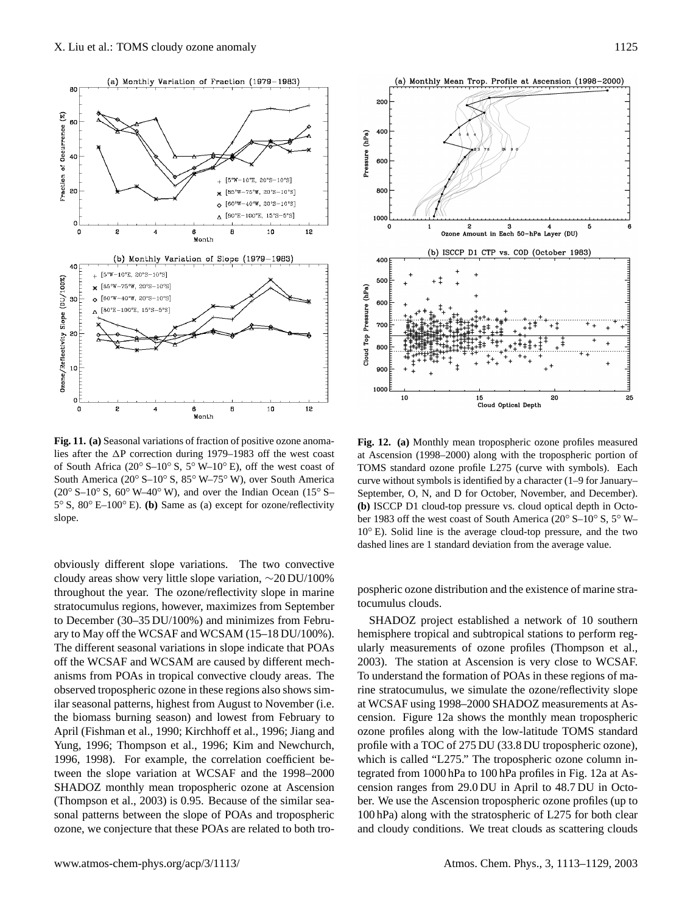**Fig. 11. (a)** Seasonal variations of fraction of positive ozone anomalies after the ΔP correction during 1979–1983 off the west coast of South Africa (20° S–10° S, 5° W–10° E), off the west coast of South America (20° S–10° S, 85° W–75° W), over South America (20° S–10° S, 60° W–40° W), and over the Indian Ocean (15° S–5° S, 80° E–100° E). **(b)** Same as (a) except for ozone/reflectivity slope.

**Fig. 12. (a)** Monthly mean tropospheric ozone profiles measured at Ascension (1998–2000) along with the tropospheric portion of TOMS standard ozone profile L275 (curve with symbols). Each curve without symbols is identified by a character (1–9 for January–September, O, N, and D for October, November, and December). **(b)** ISCCP D1 cloud-top pressure vs. cloud optical depth in October 1983 off the west coast of South America (20° S–10° S, 5° W–10° E). Solid line is the average cloud-top pressure, and the two dashed lines are 1 standard deviation from the average value.

obviously different slope variations. The two convective cloudy areas show very little slope variation, ∼20 DU/100% throughout the year. The ozone/reflectivity slope in marine stratocumulus regions, however, maximizes from September to December (30–35 DU/100%) and minimizes from February to May off the WCSAF and WCSAM (15–18 DU/100%). The different seasonal variations in slope indicate that POAs off the WCSAF and WCSAM are caused by different mechanisms from POAs in tropical convective cloudy areas. The observed tropospheric ozone in these regions also shows similar seasonal patterns, highest from August to November (i.e. the biomass burning season) and lowest from February to April (Fishman et al., 1990; Kirchhoff et al., 1996; Jiang and Yung, 1996; Thompson et al., 1996; Kim and Newchurch, 1996, 1998). For example, the correlation coefficient between the slope variation at WCSAF and the 1998–2000 SHADOZ monthly mean tropospheric ozone at Ascension (Thompson et al., 2003) is 0.95. Because of the similar seasonal patterns between the slope of POAs and tropospheric ozone, we conjecture that these POAs are related to both tropospheric ozone distribution and the existence of marine stratocumulus clouds.

SHADOZ project established a network of 10 southern hemisphere tropical and subtropical stations to perform regularly measurements of ozone profiles (Thompson et al., 2003). The station at Ascension is very close to WCSAF. To understand the formation of POAs in these regions of marine stratocumulus, we simulate the ozone/reflectivity slope at WCSAF using 1998–2000 SHADOZ measurements at Ascension. Figure 12a shows the monthly mean tropospheric ozone profiles along with the low-latitude TOMS standard profile with a TOC of 275 DU (33.8 DU tropospheric ozone), which is called "L275." The tropospheric ozone column integrated from 1000 hPa to 100 hPa profiles in Fig. 12a at Ascension ranges from 29.0 DU in April to 48.7 DU in October. We use the Ascension tropospheric ozone profiles (up to 100 hPa) along with the stratospheric of L275 for both clear and cloudy conditions. We treat clouds as scattering clouds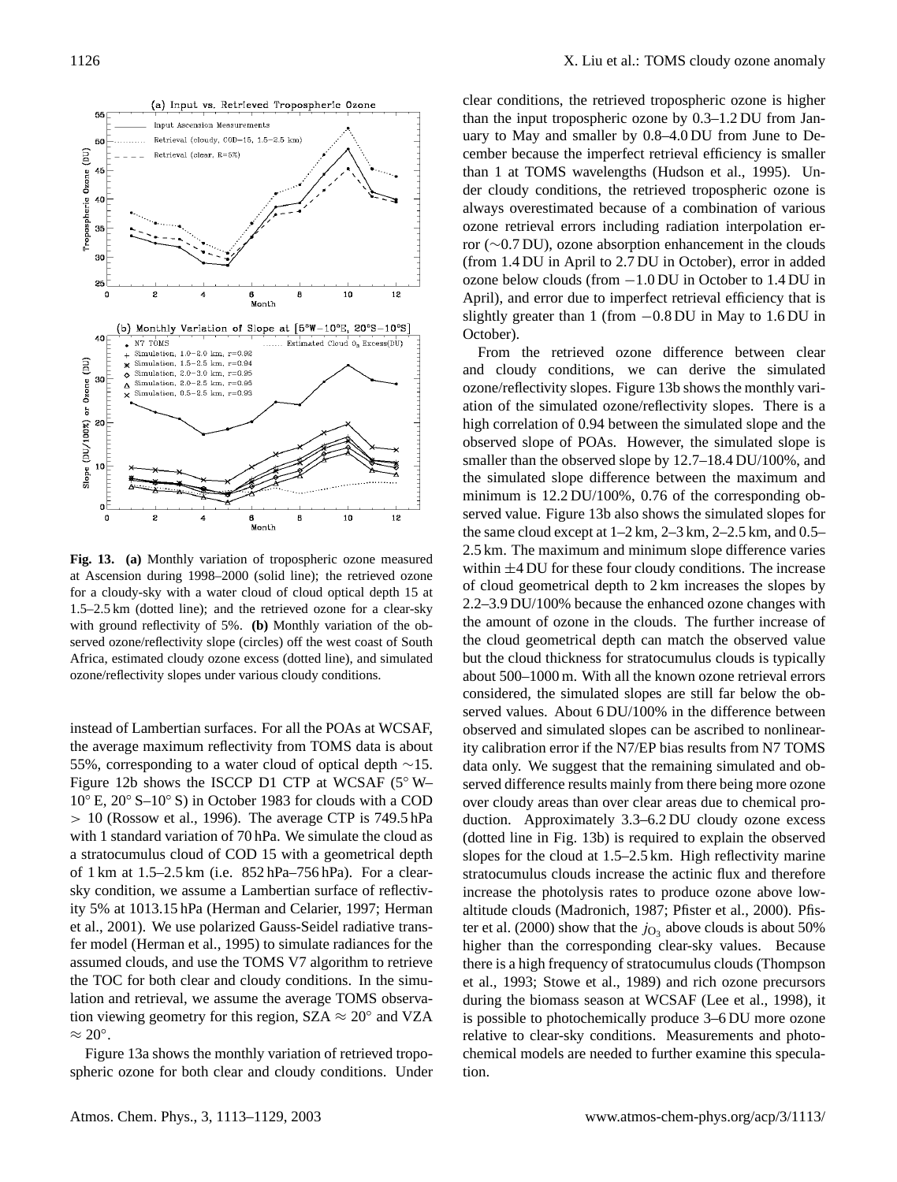**Fig. 13. (a)** Monthly variation of tropospheric ozone measured at Ascension during 1998–2000 (solid line); the retrieved ozone for a cloudy-sky with a water cloud of cloud optical depth 15 at 1.5–2.5 km (dotted line); and the retrieved ozone for a clear-sky with ground reflectivity of 5%. **(b)** Monthly variation of the observed ozone/reflectivity slope (circles) off the west coast of South Africa, estimated cloudy ozone excess (dotted line), and simulated ozone/reflectivity slopes under various cloudy conditions.

instead of Lambertian surfaces. For all the POAs at WCSAF, the average maximum reflectivity from TOMS data is about 55%, corresponding to a water cloud of optical depth ∼15. Figure 12b shows the ISCCP D1 CTP at WCSAF (5° W–10° E, 20° S–10° S) in October 1983 for clouds with a COD > 10 (Rossow et al., 1996). The average CTP is 749.5 hPa with 1 standard variation of 70 hPa. We simulate the cloud as a stratocumulus cloud of COD 15 with a geometrical depth of 1 km at 1.5–2.5 km (i.e. 852 hPa–756 hPa). For a clear-sky condition, we assume a Lambertian surface of reflectivity 5% at 1013.15 hPa (Herman and Celarier, 1997; Herman et al., 2001). We use polarized Gauss-Seidel radiative transfer model (Herman et al., 1995) to simulate radiances for the assumed clouds, and use the TOMS V7 algorithm to retrieve the TOC for both clear and cloudy conditions. In the simulation and retrieval, we assume the average TOMS observation viewing geometry for this region, SZA ≈ 20° and VZA ≈ 20°.

Figure 13a shows the monthly variation of retrieved tropospheric ozone for both clear and cloudy conditions. Under clear conditions, the retrieved tropospheric ozone is higher than the input tropospheric ozone by 0.3–1.2 DU from January to May and smaller by 0.8–4.0 DU from June to December because the imperfect retrieval efficiency is smaller than 1 at TOMS wavelengths (Hudson et al., 1995). Under cloudy conditions, the retrieved tropospheric ozone is always overestimated because of a combination of various ozone retrieval errors including radiation interpolation error (∼0.7 DU), ozone absorption enhancement in the clouds (from 1.4 DU in April to 2.7 DU in October), error in added ozone below clouds (from −1.0 DU in October to 1.4 DU in April), and error due to imperfect retrieval efficiency that is slightly greater than 1 (from −0.8 DU in May to 1.6 DU in October).

From the retrieved ozone difference between clear and cloudy conditions, we can derive the simulated ozone/reflectivity slopes. Figure 13b shows the monthly variation of the simulated ozone/reflectivity slopes. There is a high correlation of 0.94 between the simulated slope and the observed slope of POAs. However, the simulated slope is smaller than the observed slope by 12.7–18.4 DU/100%, and the simulated slope difference between the maximum and minimum is 12.2 DU/100%, 0.76 of the corresponding observed value. Figure 13b also shows the simulated slopes for the same cloud except at 1–2 km, 2–3 km, 2–2.5 km, and 0.5–2.5 km. The maximum and minimum slope difference varies within ±4 DU for these four cloudy conditions. The increase of cloud geometrical depth to 2 km increases the slopes by 2.2–3.9 DU/100% because the enhanced ozone changes with the amount of ozone in the clouds. The further increase of the cloud geometrical depth can match the observed value but the cloud thickness for stratocumulus clouds is typically about 500–1000 m. With all the known ozone retrieval errors considered, the simulated slopes are still far below the observed values. About 6 DU/100% in the difference between observed and simulated slopes can be ascribed to nonlinearity calibration error if the N7/EP bias results from N7 TOMS data only. We suggest that the remaining simulated and observed difference results mainly from there being more ozone over cloudy areas than over clear areas due to chemical production. Approximately 3.3–6.2 DU cloudy ozone excess (dotted line in Fig. 13b) is required to explain the observed slopes for the cloud at 1.5–2.5 km. High reflectivity marine stratocumulus clouds increase the actinic flux and therefore increase the photolysis rates to produce ozone above low-altitude clouds (Madronich, 1987; Pfister et al., 2000). Pfister et al. (2000) show that the $j_{O_3}$ above clouds is about 50% higher than the corresponding clear-sky values. Because there is a high frequency of stratocumulus clouds (Thompson et al., 1993; Stowe et al., 1989) and rich ozone precursors during the biomass season at WCSAF (Lee et al., 1998), it is possible to photochemically produce 3–6 DU more ozone relative to clear-sky conditions. Measurements and photochemical models are needed to further examine this speculation.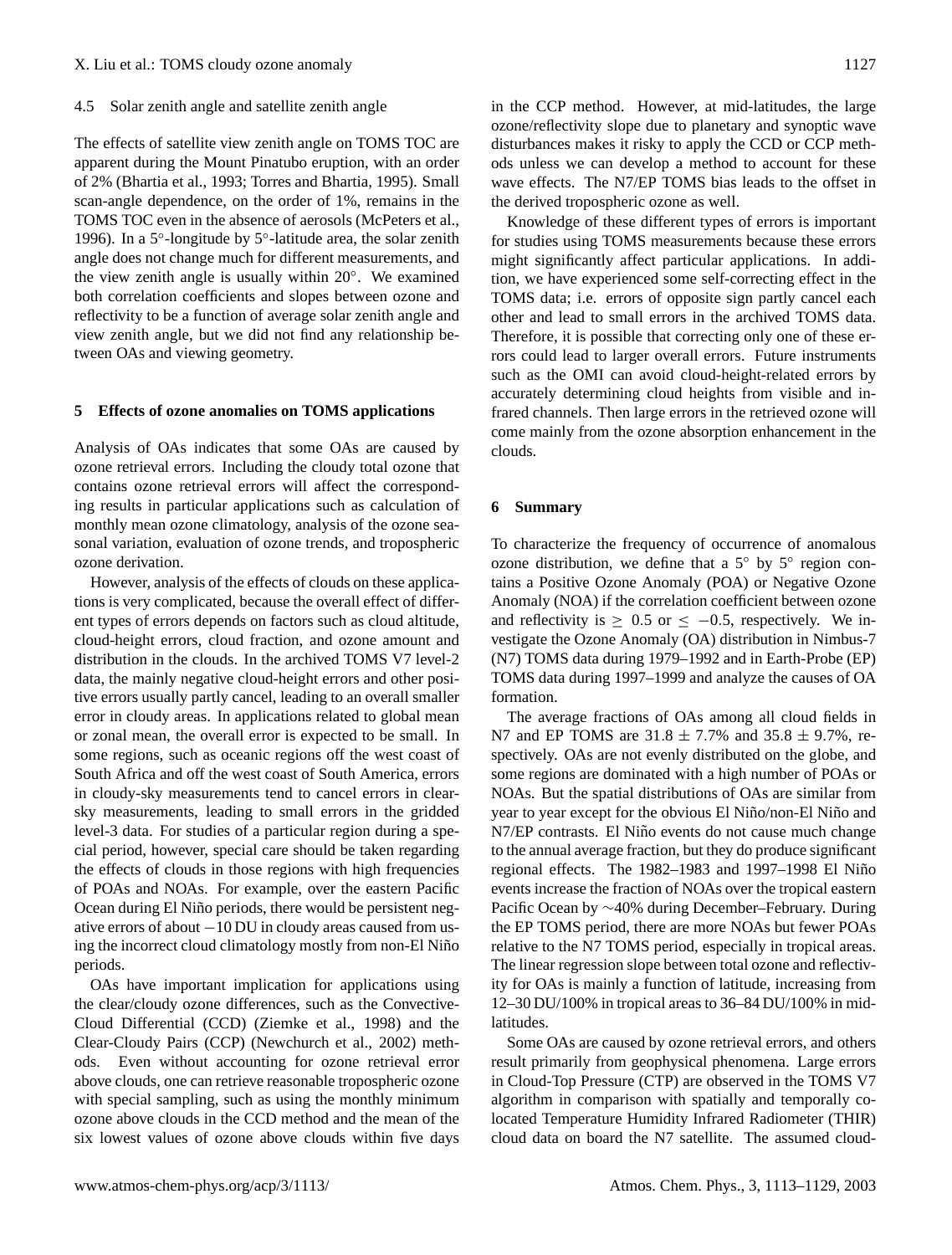### 4.5 Solar zenith angle and satellite zenith angle

The effects of satellite view zenith angle on TOMS TOC are apparent during the Mount Pinatubo eruption, with an order of 2% (Bhartia et al., 1993; Torres and Bhartia, 1995). Small scan-angle dependence, on the order of 1%, remains in the TOMS TOC even in the absence of aerosols (McPeters et al., 1996). In a 5°-longitude by 5°-latitude area, the solar zenith angle does not change much for different measurements, and the view zenith angle is usually within 20°. We examined both correlation coefficients and slopes between ozone and reflectivity to be a function of average solar zenith angle and view zenith angle, but we did not find any relationship between OAs and viewing geometry.

## 5 Effects of ozone anomalies on TOMS applications

Analysis of OAs indicates that some OAs are caused by ozone retrieval errors. Including the cloudy total ozone that contains ozone retrieval errors will affect the corresponding results in particular applications such as calculation of monthly mean ozone climatology, analysis of the ozone seasonal variation, evaluation of ozone trends, and tropospheric ozone derivation.

However, analysis of the effects of clouds on these applications is very complicated, because the overall effect of different types of errors depends on factors such as cloud altitude, cloud-height errors, cloud fraction, and ozone amount and distribution in the clouds. In the archived TOMS V7 level-2 data, the mainly negative cloud-height errors and other positive errors usually partly cancel, leading to an overall smaller error in cloudy areas. In applications related to global mean or zonal mean, the overall error is expected to be small. In some regions, such as oceanic regions off the west coast of South Africa and off the west coast of South America, errors in cloudy-sky measurements tend to cancel errors in clear-sky measurements, leading to small errors in the gridded level-3 data. For studies of a particular region during a special period, however, special care should be taken regarding the effects of clouds in those regions with high frequencies of POAs and NOAs. For example, over the eastern Pacific Ocean during El Niño periods, there would be persistent negative errors of about −10 DU in cloudy areas caused from using the incorrect cloud climatology mostly from non-El Niño periods.

OAs have important implication for applications using the clear/cloudy ozone differences, such as the Convective-Cloud Differential (CCD) (Ziemke et al., 1998) and the Clear-Cloudy Pairs (CCP) (Newchurch et al., 2002) methods. Even without accounting for ozone retrieval error above clouds, one can retrieve reasonable tropospheric ozone with special sampling, such as using the monthly minimum ozone above clouds in the CCD method and the mean of the six lowest values of ozone above clouds within five days in the CCP method. However, at mid-latitudes, the large ozone/reflectivity slope due to planetary and synoptic wave disturbances makes it risky to apply the CCD or CCP methods unless we can develop a method to account for these wave effects. The N7/EP TOMS bias leads to the offset in the derived tropospheric ozone as well.

Knowledge of these different types of errors is important for studies using TOMS measurements because these errors might significantly affect particular applications. In addition, we have experienced some self-correcting effect in the TOMS data; i.e. errors of opposite sign partly cancel each other and lead to small errors in the archived TOMS data. Therefore, it is possible that correcting only one of these errors could lead to larger overall errors. Future instruments such as the OMI can avoid cloud-height-related errors by accurately determining cloud heights from visible and infrared channels. Then large errors in the retrieved ozone will come mainly from the ozone absorption enhancement in the clouds.

## 6 Summary

To characterize the frequency of occurrence of anomalous ozone distribution, we define that a 5° by 5° region contains a Positive Ozone Anomaly (POA) or Negative Ozone Anomaly (NOA) if the correlation coefficient between ozone and reflectivity is $\geq$ 0.5 or $\leq$ −0.5, respectively. We investigate the Ozone Anomaly (OA) distribution in Nimbus-7 (N7) TOMS data during 1979–1992 and in Earth-Probe (EP) TOMS data during 1997–1999 and analyze the causes of OA formation.

The average fractions of OAs among all cloud fields in N7 and EP TOMS are 31.8 ± 7.7% and 35.8 ± 9.7%, respectively. OAs are not evenly distributed on the globe, and some regions are dominated with a high number of POAs or NOAs. But the spatial distributions of OAs are similar from year to year except for the obvious El Niño/non-El Niño and N7/EP contrasts. El Niño events do not cause much change to the annual average fraction, but they do produce significant regional effects. The 1982–1983 and 1997–1998 El Niño events increase the fraction of NOAs over the tropical eastern Pacific Ocean by ∼40% during December–February. During the EP TOMS period, there are more NOAs but fewer POAs relative to the N7 TOMS period, especially in tropical areas. The linear regression slope between total ozone and reflectivity for OAs is mainly a function of latitude, increasing from 12–30 DU/100% in tropical areas to 36–84 DU/100% in mid-latitudes.

Some OAs are caused by ozone retrieval errors, and others result primarily from geophysical phenomena. Large errors in Cloud-Top Pressure (CTP) are observed in the TOMS V7 algorithm in comparison with spatially and temporally co-located Temperature Humidity Infrared Radiometer (THIR) cloud data on board the N7 satellite. The assumed cloud-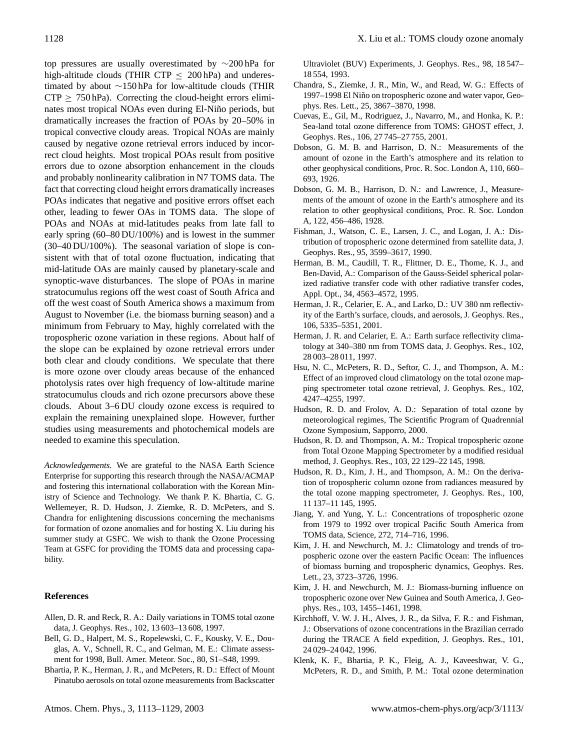top pressures are usually overestimated by ∼200 hPa for high-altitude clouds (THIR CTP $\leq$ 200 hPa) and underestimated by about ∼150 hPa for low-altitude clouds (THIR CTP $\geq$ 750 hPa). Correcting the cloud-height errors eliminates most tropical NOAs even during El-Niño periods, but dramatically increases the fraction of POAs by 20–50% in tropical convective cloudy areas. Tropical NOAs are mainly caused by negative ozone retrieval errors induced by incorrect cloud heights. Most tropical POAs result from positive errors due to ozone absorption enhancement in the clouds and probably nonlinearity calibration in N7 TOMS data. The fact that correcting cloud height errors dramatically increases POAs indicates that negative and positive errors offset each other, leading to fewer OAs in TOMS data. The slope of POAs and NOAs at mid-latitudes peaks from late fall to early spring (60–80 DU/100%) and is lowest in the summer (30–40 DU/100%). The seasonal variation of slope is consistent with that of total ozone fluctuation, indicating that mid-latitude OAs are mainly caused by planetary-scale and synoptic-wave disturbances. The slope of POAs in marine stratocumulus regions off the west coast of South Africa and off the west coast of South America shows a maximum from August to November (i.e. the biomass burning season) and a minimum from February to May, highly correlated with the tropospheric ozone variation in these regions. About half of the slope can be explained by ozone retrieval errors under both clear and cloudy conditions. We speculate that there is more ozone over cloudy areas because of the enhanced photolysis rates over high frequency of low-altitude marine stratocumulus clouds and rich ozone precursors above these clouds. About 3–6 DU cloudy ozone excess is required to explain the remaining unexplained slope. However, further studies using measurements and photochemical models are needed to examine this speculation.

*Acknowledgements.* We are grateful to the NASA Earth Science Enterprise for supporting this research through the NASA/ACMAP and fostering this international collaboration with the Korean Ministry of Science and Technology. We thank P. K. Bhartia, C. G. Wellemeyer, R. D. Hudson, J. Ziemke, R. D. McPeters, and S. Chandra for enlightening discussions concerning the mechanisms for formation of ozone anomalies and for hosting X. Liu during his summer study at GSFC. We wish to thank the Ozone Processing Team at GSFC for providing the TOMS data and processing capability.

## References

Allen, D. R. and Reck, R. A.: Daily variations in TOMS total ozone data, J. Geophys. Res., 102, 13 603–13 608, 1997.

Bell, G. D., Halpert, M. S., Ropelewski, C. F., Kousky, V. E., Douglas, A. V., Schnell, R. C., and Gelman, M. E.: Climate assessment for 1998, Bull. Amer. Meteor. Soc., 80, S1–S48, 1999.

Bhartia, P. K., Herman, J. R., and McPeters, R. D.: Effect of Mount Pinatubo aerosols on total ozone measurements from Backscatter Ultraviolet (BUV) Experiments, J. Geophys. Res., 98, 18 547–18 554, 1993.

Chandra, S., Ziemke, J. R., Min, W., and Read, W. G.: Effects of 1997–1998 El Niño on tropospheric ozone and water vapor, Geophys. Res. Lett., 25, 3867–3870, 1998.

Cuevas, E., Gil, M., Rodriguez, J., Navarro, M., and Honka, K. P.: Sea-land total ozone difference from TOMS: GHOST effect, J. Geophys. Res., 106, 27 745–27 755, 2001.

Dobson, G. M. B. and Harrison, D. N.: Measurements of the amount of ozone in the Earth's atmosphere and its relation to other geophysical conditions, Proc. R. Soc. London A, 110, 660–693, 1926.

Dobson, G. M. B., Harrison, D. N.: and Lawrence, J., Measurements of the amount of ozone in the Earth's atmosphere and its relation to other geophysical conditions, Proc. R. Soc. London A, 122, 456–486, 1928.

Fishman, J., Watson, C. E., Larsen, J. C., and Logan, J. A.: Distribution of tropospheric ozone determined from satellite data, J. Geophys. Res., 95, 3599–3617, 1990.

Herman, B. M., Caudill, T. R., Flittner, D. E., Thome, K. J., and Ben-David, A.: Comparison of the Gauss-Seidel spherical polarized radiative transfer code with other radiative transfer codes, Appl. Opt., 34, 4563–4572, 1995.

Herman, J. R., Celarier, E. A., and Larko, D.: UV 380 nm reflectivity of the Earth's surface, clouds, and aerosols, J. Geophys. Res., 106, 5335–5351, 2001.

Herman, J. R. and Celarier, E. A.: Earth surface reflectivity climatology at 340–380 nm from TOMS data, J. Geophys. Res., 102, 28 003–28 011, 1997.

Hsu, N. C., McPeters, R. D., Seftor, C. J., and Thompson, A. M.: Effect of an improved cloud climatology on the total ozone mapping spectrometer total ozone retrieval, J. Geophys. Res., 102, 4247–4255, 1997.

Hudson, R. D. and Frolov, A. D.: Separation of total ozone by meteorological regimes, The Scientific Program of Quadrennial Ozone Symposium, Sapporro, 2000.

Hudson, R. D. and Thompson, A. M.: Tropical tropospheric ozone from Total Ozone Mapping Spectrometer by a modified residual method, J. Geophys. Res., 103, 22 129–22 145, 1998.

Hudson, R. D., Kim, J. H., and Thompson, A. M.: On the derivation of tropospheric column ozone from radiances measured by the total ozone mapping spectrometer, J. Geophys. Res., 100, 11 137–11 145, 1995.

Jiang, Y. and Yung, Y. L.: Concentrations of tropospheric ozone from 1979 to 1992 over tropical Pacific South America from TOMS data, Science, 272, 714–716, 1996.

Kim, J. H. and Newchurch, M. J.: Climatology and trends of tropospheric ozone over the eastern Pacific Ocean: The influences of biomass burning and tropospheric dynamics, Geophys. Res. Lett., 23, 3723–3726, 1996.

Kim, J. H. and Newchurch, M. J.: Biomass-burning influence on tropospheric ozone over New Guinea and South America, J. Geophys. Res., 103, 1455–1461, 1998.

Kirchhoff, V. W. J. H., Alves, J. R., da Silva, F. R.: and Fishman, J.: Observations of ozone concentrations in the Brazilian cerrado during the TRACE A field expedition, J. Geophys. Res., 101, 24 029–24 042, 1996.

Klenk, K. F., Bhartia, P. K., Fleig, A. J., Kaveeshwar, V. G., McPeters, R. D., and Smith, P. M.: Total ozone determination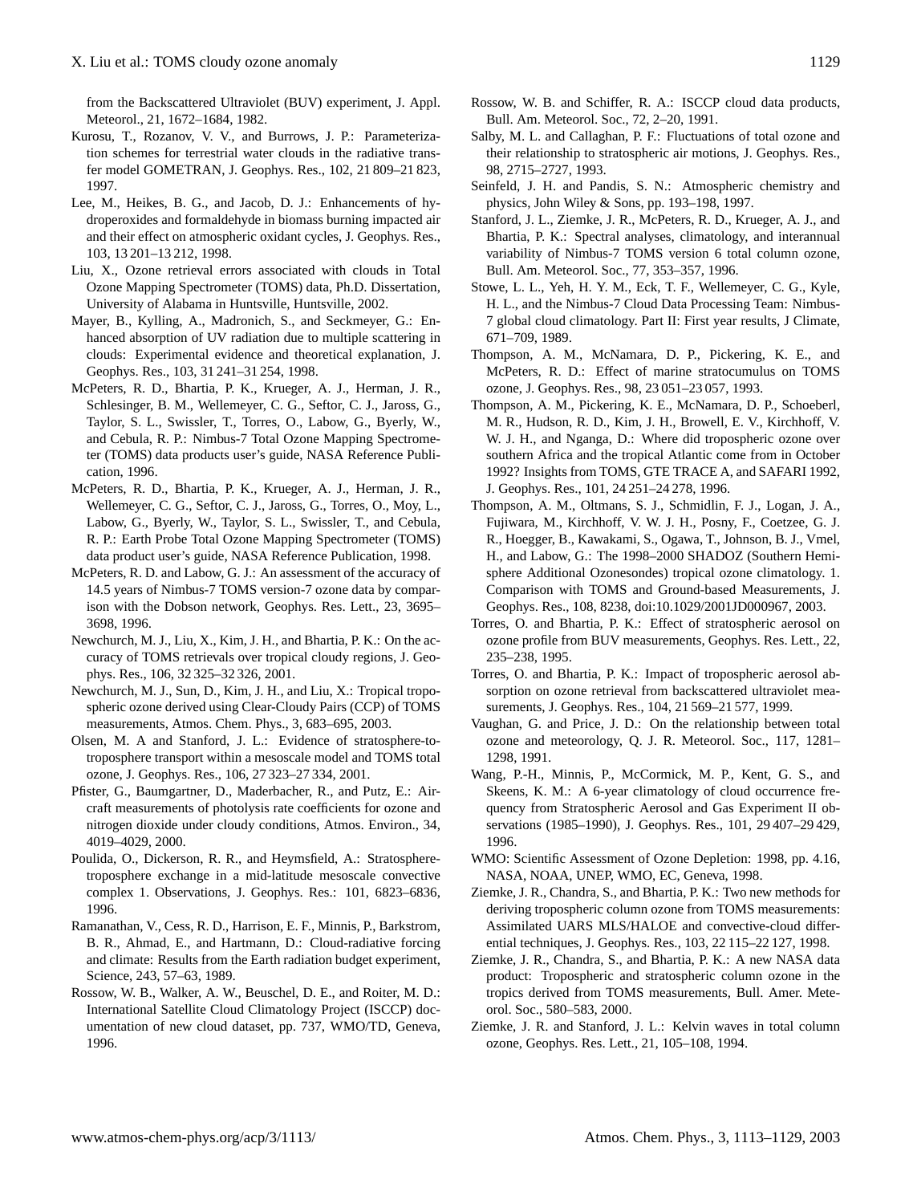from the Backscattered Ultraviolet (BUV) experiment, J. Appl. Meteorol., 21, 1672–1684, 1982.

Kurosu, T., Rozanov, V. V., and Burrows, J. P.: Parameterization schemes for terrestrial water clouds in the radiative transfer model GOMETRAN, J. Geophys. Res., 102, 21 809–21 823, 1997.

Lee, M., Heikes, B. G., and Jacob, D. J.: Enhancements of hydroperoxides and formaldehyde in biomass burning impacted air and their effect on atmospheric oxidant cycles, J. Geophys. Res., 103, 13 201–13 212, 1998.

Liu, X., Ozone retrieval errors associated with clouds in Total Ozone Mapping Spectrometer (TOMS) data, Ph.D. Dissertation, University of Alabama in Huntsville, Huntsville, 2002.

Mayer, B., Kylling, A., Madronich, S., and Seckmeyer, G.: Enhanced absorption of UV radiation due to multiple scattering in clouds: Experimental evidence and theoretical explanation, J. Geophys. Res., 103, 31 241–31 254, 1998.

McPeters, R. D., Bhartia, P. K., Krueger, A. J., Herman, J. R., Schlesinger, B. M., Wellemeyer, C. G., Seftor, C. J., Jaross, G., Taylor, S. L., Swissler, T., Torres, O., Labow, G., Byerly, W., and Cebula, R. P.: Nimbus-7 Total Ozone Mapping Spectrometer (TOMS) data products user's guide, NASA Reference Publication, 1996.

McPeters, R. D., Bhartia, P. K., Krueger, A. J., Herman, J. R., Wellemeyer, C. G., Seftor, C. J., Jaross, G., Torres, O., Moy, L., Labow, G., Byerly, W., Taylor, S. L., Swissler, T., and Cebula, R. P.: Earth Probe Total Ozone Mapping Spectrometer (TOMS) data product user's guide, NASA Reference Publication, 1998.

McPeters, R. D. and Labow, G. J.: An assessment of the accuracy of 14.5 years of Nimbus-7 TOMS version-7 ozone data by comparison with the Dobson network, Geophys. Res. Lett., 23, 3695–3698, 1996.

Newchurch, M. J., Liu, X., Kim, J. H., and Bhartia, P. K.: On the accuracy of TOMS retrievals over tropical cloudy regions, J. Geophys. Res., 106, 32 325–32 326, 2001.

Newchurch, M. J., Sun, D., Kim, J. H., and Liu, X.: Tropical tropospheric ozone derived using Clear-Cloudy Pairs (CCP) of TOMS measurements, Atmos. Chem. Phys., 3, 683–695, 2003.

Olsen, M. A and Stanford, J. L.: Evidence of stratosphere-to-troposphere transport within a mesoscale model and TOMS total ozone, J. Geophys. Res., 106, 27 323–27 334, 2001.

Pfister, G., Baumgartner, D., Maderbacher, R., and Putz, E.: Aircraft measurements of photolysis rate coefficients for ozone and nitrogen dioxide under cloudy conditions, Atmos. Environ., 34, 4019–4029, 2000.

Poulida, O., Dickerson, R. R., and Heymsfield, A.: Stratosphere-troposphere exchange in a mid-latitude mesoscale convective complex 1. Observations, J. Geophys. Res.: 101, 6823–6836, 1996.

Ramanathan, V., Cess, R. D., Harrison, E. F., Minnis, P., Barkstrom, B. R., Ahmad, E., and Hartmann, D.: Cloud-radiative forcing and climate: Results from the Earth radiation budget experiment, Science, 243, 57–63, 1989.

Rossow, W. B., Walker, A. W., Beuschel, D. E., and Roiter, M. D.: International Satellite Cloud Climatology Project (ISCCP) documentation of new cloud dataset, pp. 737, WMO/TD, Geneva, 1996.

Rossow, W. B. and Schiffer, R. A.: ISCCP cloud data products, Bull. Am. Meteorol. Soc., 72, 2–20, 1991.

Salby, M. L. and Callaghan, P. F.: Fluctuations of total ozone and their relationship to stratospheric air motions, J. Geophys. Res., 98, 2715–2727, 1993.

Seinfeld, J. H. and Pandis, S. N.: Atmospheric chemistry and physics, John Wiley & Sons, pp. 193–198, 1997.

Stanford, J. L., Ziemke, J. R., McPeters, R. D., Krueger, A. J., and Bhartia, P. K.: Spectral analyses, climatology, and interannual variability of Nimbus-7 TOMS version 6 total column ozone, Bull. Am. Meteorol. Soc., 77, 353–357, 1996.

Stowe, L. L., Yeh, H. Y. M., Eck, T. F., Wellemeyer, C. G., Kyle, H. L., and the Nimbus-7 Cloud Data Processing Team: Nimbus-7 global cloud climatology. Part II: First year results, J Climate, 671–709, 1989.

Thompson, A. M., McNamara, D. P., Pickering, K. E., and McPeters, R. D.: Effect of marine stratocumulus on TOMS ozone, J. Geophys. Res., 98, 23 051–23 057, 1993.

Thompson, A. M., Pickering, K. E., McNamara, D. P., Schoeberl, M. R., Hudson, R. D., Kim, J. H., Browell, E. V., Kirchhoff, V. W. J. H., and Nganga, D.: Where did tropospheric ozone over southern Africa and the tropical Atlantic come from in October 1992? Insights from TOMS, GTE TRACE A, and SAFARI 1992, J. Geophys. Res., 101, 24 251–24 278, 1996.

Thompson, A. M., Oltmans, S. J., Schmidlin, F. J., Logan, J. A., Fujiwara, M., Kirchhoff, V. W. J. H., Posny, F., Coetzee, G. J. R., Hoegger, B., Kawakami, S., Ogawa, T., Johnson, B. J., Vmel, H., and Labow, G.: The 1998–2000 SHADOZ (Southern Hemisphere Additional Ozonesondes) tropical ozone climatology. 1. Comparison with TOMS and Ground-based Measurements, J. Geophys. Res., 108, 8238, doi:10.1029/2001JD000967, 2003.

Torres, O. and Bhartia, P. K.: Effect of stratospheric aerosol on ozone profile from BUV measurements, Geophys. Res. Lett., 22, 235–238, 1995.

Torres, O. and Bhartia, P. K.: Impact of tropospheric aerosol absorption on ozone retrieval from backscattered ultraviolet measurements, J. Geophys. Res., 104, 21 569–21 577, 1999.

Vaughan, G. and Price, J. D.: On the relationship between total ozone and meteorology, Q. J. R. Meteorol. Soc., 117, 1281–1298, 1991.

Wang, P.-H., Minnis, P., McCormick, M. P., Kent, G. S., and Skeens, K. M.: A 6-year climatology of cloud occurrence frequency from Stratospheric Aerosol and Gas Experiment II observations (1985–1990), J. Geophys. Res., 101, 29 407–29 429, 1996.

WMO: Scientific Assessment of Ozone Depletion: 1998, pp. 4.16, NASA, NOAA, UNEP, WMO, EC, Geneva, 1998.

Ziemke, J. R., Chandra, S., and Bhartia, P. K.: Two new methods for deriving tropospheric column ozone from TOMS measurements: Assimilated UARS MLS/HALOE and convective-cloud differential techniques, J. Geophys. Res., 103, 22 115–22 127, 1998.

Ziemke, J. R., Chandra, S., and Bhartia, P. K.: A new NASA data product: Tropospheric and stratospheric column ozone in the tropics derived from TOMS measurements, Bull. Amer. Meteorol. Soc., 580–583, 2000.

Ziemke, J. R. and Stanford, J. L.: Kelvin waves in total column ozone, Geophys. Res. Lett., 21, 105–108, 1994.